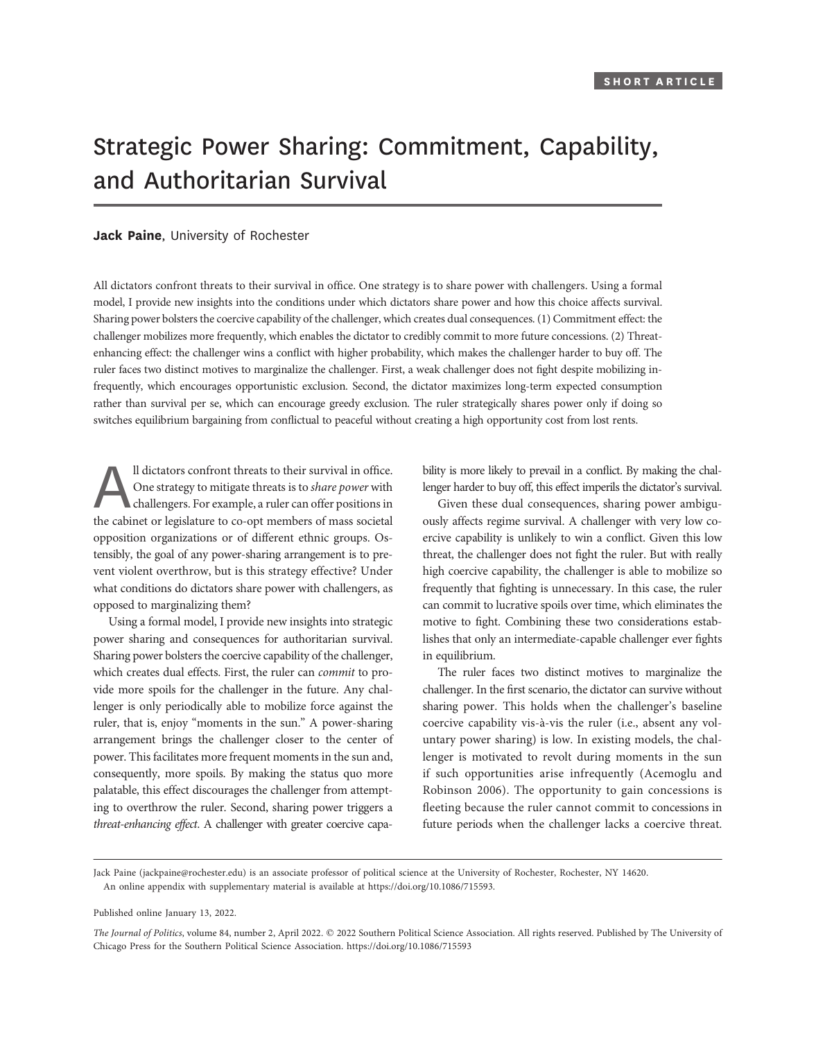SHORT ARTICLE

# Strategic Power Sharing: Commitment, Capability, and Authoritarian Survival

**Jack Paine**, University of Rochester

All dictators confront threats to their survival in office. One strategy is to share power with challengers. Using a formal model, I provide new insights into the conditions under which dictators share power and how this choice affects survival. Sharing power bolsters the coercive capability of the challenger, which creates dual consequences. (1) Commitment effect: the challenger mobilizes more frequently, which enables the dictator to credibly commit to more future concessions. (2) Threat-enhancing effect: the challenger wins a conflict with higher probability, which makes the challenger harder to buy off. The ruler faces two distinct motives to marginalize the challenger. First, a weak challenger does not fight despite mobilizing infrequently, which encourages opportunistic exclusion. Second, the dictator maximizes long-term expected consumption rather than survival per se, which can encourage greedy exclusion. The ruler strategically shares power only if doing so switches equilibrium bargaining from conflictual to peaceful without creating a high opportunity cost from lost rents.

All dictators confront threats to their survival in office. One strategy to mitigate threats is to *share power* with challengers. For example, a ruler can offer positions in the cabinet or legislature to co-opt members of mass societal opposition organizations or of different ethnic groups. Ostensibly, the goal of any power-sharing arrangement is to prevent violent overthrow, but is this strategy effective? Under what conditions do dictators share power with challengers, as opposed to marginalizing them?

Using a formal model, I provide new insights into strategic power sharing and consequences for authoritarian survival. Sharing power bolsters the coercive capability of the challenger, which creates dual effects. First, the ruler can *commit* to provide more spoils for the challenger in the future. Any challenger is only periodically able to mobilize force against the ruler, that is, enjoy "moments in the sun." A power-sharing arrangement brings the challenger closer to the center of power. This facilitates more frequent moments in the sun and, consequently, more spoils. By making the status quo more palatable, this effect discourages the challenger from attempting to overthrow the ruler. Second, sharing power triggers a *threat-enhancing effect*. A challenger with greater coercive capability is more likely to prevail in a conflict. By making the challenger harder to buy off, this effect imperils the dictator's survival.

Given these dual consequences, sharing power ambiguously affects regime survival. A challenger with very low coercive capability is unlikely to win a conflict. Given this low threat, the challenger does not fight the ruler. But with really high coercive capability, the challenger is able to mobilize so frequently that fighting is unnecessary. In this case, the ruler can commit to lucrative spoils over time, which eliminates the motive to fight. Combining these two considerations establishes that only an intermediate-capable challenger ever fights in equilibrium.

The ruler faces two distinct motives to marginalize the challenger. In the first scenario, the dictator can survive without sharing power. This holds when the challenger's baseline coercive capability vis-à-vis the ruler (i.e., absent any voluntary power sharing) is low. In existing models, the challenger is motivated to revolt during moments in the sun if such opportunities arise infrequently (Acemoglu and Robinson 2006). The opportunity to gain concessions is fleeting because the ruler cannot commit to concessions in future periods when the challenger lacks a coercive threat.

Jack Paine (jackpaine@rochester.edu) is an associate professor of political science at the University of Rochester, Rochester, NY 14620.
An online appendix with supplementary material is available at https://doi.org/10.1086/715593.

Published online January 13, 2022.

*The Journal of Politics*, volume 84, number 2, April 2022. © 2022 Southern Political Science Association. All rights reserved. Published by The University of Chicago Press for the Southern Political Science Association. https://doi.org/10.1086/715593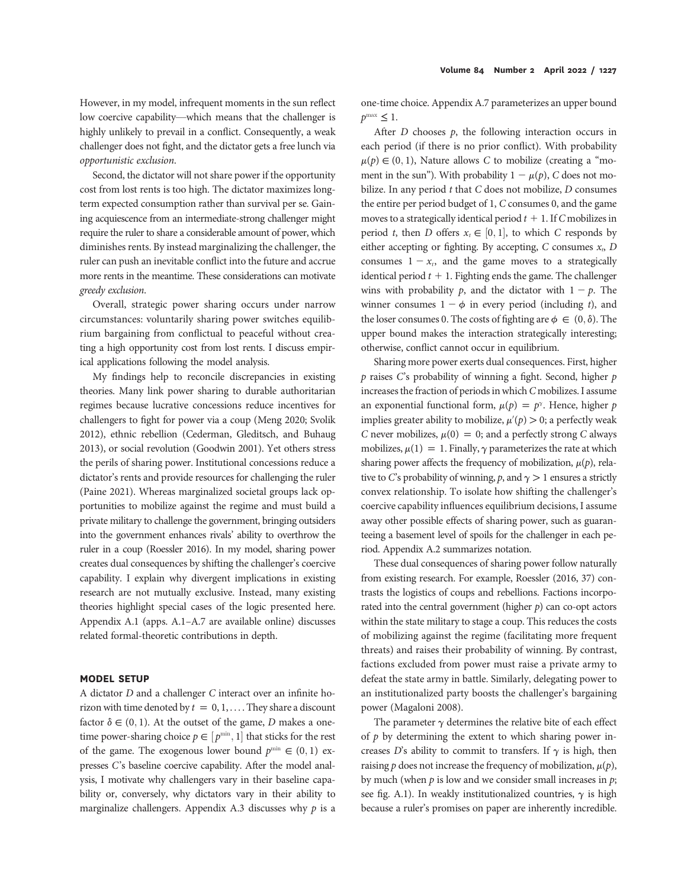However, in my model, infrequent moments in the sun reflect low coercive capability—which means that the challenger is highly unlikely to prevail in a conflict. Consequently, a weak challenger does not fight, and the dictator gets a free lunch via *opportunistic exclusion*.

Second, the dictator will not share power if the opportunity cost from lost rents is too high. The dictator maximizes long-term expected consumption rather than survival per se. Gaining acquiescence from an intermediate-strong challenger might require the ruler to share a considerable amount of power, which diminishes rents. By instead marginalizing the challenger, the ruler can push an inevitable conflict into the future and accrue more rents in the meantime. These considerations can motivate *greedy exclusion*.

Overall, strategic power sharing occurs under narrow circumstances: voluntarily sharing power switches equilibrium bargaining from conflictual to peaceful without creating a high opportunity cost from lost rents. I discuss empirical applications following the model analysis.

My findings help to reconcile discrepancies in existing theories. Many link power sharing to durable authoritarian regimes because lucrative concessions reduce incentives for challengers to fight for power via a coup (Meng 2020; Svolik 2012), ethnic rebellion (Cederman, Gleditsch, and Buhaug 2013), or social revolution (Goodwin 2001). Yet others stress the perils of sharing power. Institutional concessions reduce a dictator's rents and provide resources for challenging the ruler (Paine 2021). Whereas marginalized societal groups lack opportunities to mobilize against the regime and must build a private military to challenge the government, bringing outsiders into the government enhances rivals' ability to overthrow the ruler in a coup (Roessler 2016). In my model, sharing power creates dual consequences by shifting the challenger's coercive capability. I explain why divergent implications in existing research are not mutually exclusive. Instead, many existing theories highlight special cases of the logic presented here. Appendix A.1 (apps. A.1–A.7 are available online) discusses related formal-theoretic contributions in depth.

## MODEL SETUP

A dictator $D$ and a challenger $C$ interact over an infinite horizon with time denoted by $t = 0, 1, \ldots$. They share a discount factor $\delta \in (0, 1)$. At the outset of the game, $D$ makes a one-time power-sharing choice $p \in [p^{\min}, 1]$ that sticks for the rest of the game. The exogenous lower bound $p^{\min} \in (0, 1)$ expresses $C$'s baseline coercive capability. After the model analysis, I motivate why challengers vary in their baseline capability or, conversely, why dictators vary in their ability to marginalize challengers. Appendix A.3 discusses why $p$ is a one-time choice. Appendix A.7 parameterizes an upper bound $p^{\max} \leq 1$.

After $D$ chooses $p$, the following interaction occurs in each period (if there is no prior conflict). With probability $\mu(p) \in (0, 1)$, Nature allows $C$ to mobilize (creating a "moment in the sun"). With probability $1 - \mu(p)$, $C$ does not mobilize. In any period $t$ that $C$ does not mobilize, $D$ consumes the entire per period budget of 1, $C$ consumes 0, and the game moves to a strategically identical period $t + 1$. If $C$ mobilizes in period $t$, then $D$ offers $x_t \in [0, 1]$, to which $C$ responds by either accepting or fighting. By accepting, $C$ consumes $x_t$, $D$ consumes $1 - x_t$, and the game moves to a strategically identical period $t + 1$. Fighting ends the game. The challenger wins with probability $p$, and the dictator with $1 - p$. The winner consumes $1 - \phi$ in every period (including $t$), and the loser consumes 0. The costs of fighting are $\phi \in (0, \delta)$. The upper bound makes the interaction strategically interesting; otherwise, conflict cannot occur in equilibrium.

Sharing more power exerts dual consequences. First, higher $p$ raises $C$'s probability of winning a fight. Second, higher $p$ increases the fraction of periods in which $C$ mobilizes. I assume an exponential functional form, $\mu(p) = p^{\gamma}$. Hence, higher $p$ implies greater ability to mobilize, $\mu'(p) > 0$; a perfectly weak $C$ never mobilizes, $\mu(0) = 0$; and a perfectly strong $C$ always mobilizes, $\mu(1) = 1$. Finally, $\gamma$ parameterizes the rate at which sharing power affects the frequency of mobilization, $\mu(p)$, relative to $C$'s probability of winning, $p$, and $\gamma > 1$ ensures a strictly convex relationship. To isolate how shifting the challenger's coercive capability influences equilibrium decisions, I assume away other possible effects of sharing power, such as guaranteeing a basement level of spoils for the challenger in each period. Appendix A.2 summarizes notation.

These dual consequences of sharing power follow naturally from existing research. For example, Roessler (2016, 37) contrasts the logistics of coups and rebellions. Factions incorporated into the central government (higher $p$) can co-opt actors within the state military to stage a coup. This reduces the costs of mobilizing against the regime (facilitating more frequent threats) and raises their probability of winning. By contrast, factions excluded from power must raise a private army to defeat the state army in battle. Similarly, delegating power to an institutionalized party boosts the challenger's bargaining power (Magaloni 2008).

The parameter $\gamma$ determines the relative bite of each effect of $p$ by determining the extent to which sharing power increases $D$'s ability to commit to transfers. If $\gamma$ is high, then raising $p$ does not increase the frequency of mobilization, $\mu(p)$, by much (when $p$ is low and we consider small increases in $p$; see fig. A.1). In weakly institutionalized countries, $\gamma$ is high because a ruler's promises on paper are inherently incredible.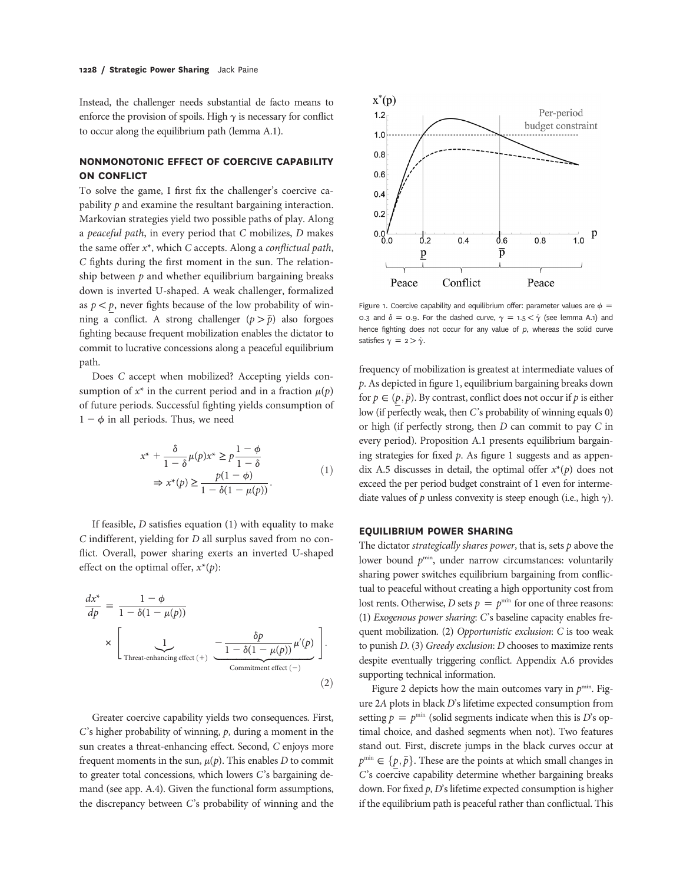Instead, the challenger needs substantial de facto means to enforce the provision of spoils. High $\gamma$ is necessary for conflict to occur along the equilibrium path (lemma A.1).

## NONMONOTONIC EFFECT OF COERCIVE CAPABILITY ON CONFLICT

To solve the game, I first fix the challenger's coercive capability $p$ and examine the resultant bargaining interaction. Markovian strategies yield two possible paths of play. Along a *peaceful path*, in every period that $C$ mobilizes, $D$ makes the same offer $x^*$, which $C$ accepts. Along a *conflictual path*, $C$ fights during the first moment in the sun. The relationship between $p$ and whether equilibrium bargaining breaks down is inverted U-shaped. A weak challenger, formalized as $p < \underline{p}$, never fights because of the low probability of winning a conflict. A strong challenger ($p > \bar{p}$) also forgoes fighting because frequent mobilization enables the dictator to commit to lucrative concessions along a peaceful equilibrium path.

Does $C$ accept when mobilized? Accepting yields consumption of $x^*$ in the current period and in a fraction $\mu(p)$ of future periods. Successful fighting yields consumption of $1-\phi$ in all periods. Thus, we need

$$x^* + \frac{\delta}{1-\delta}\mu(p)x^* \geq p\frac{1-\phi}{1-\delta}$$
$$\Rightarrow x^*(p) \geq \frac{p(1-\phi)}{1-\delta(1-\mu(p))}. \tag{1}$$

If feasible, $D$ satisfies equation (1) with equality to make $C$ indifferent, yielding for $D$ all surplus saved from no conflict. Overall, power sharing exerts an inverted U-shaped effect on the optimal offer, $x^*(p)$:

$$\frac{dx^*}{dp} = \frac{1-\phi}{1-\delta(1-\mu(p))} \times \left[ \underbrace{1}_{\text{Threat-enhancing effect }(+)} \underbrace{-\frac{\delta p}{1-\delta(1-\mu(p))}\mu'(p)}_{\text{Commitment effect }(-)} \right]. \tag{2}$$

Greater coercive capability yields two consequences. First, $C$'s higher probability of winning, $p$, during a moment in the sun creates a threat-enhancing effect. Second, $C$ enjoys more frequent moments in the sun, $\mu(p)$. This enables $D$ to commit to greater total concessions, which lowers $C$'s bargaining demand (see app. A.4). Given the functional form assumptions, the discrepancy between $C$'s probability of winning and the frequency of mobilization is greatest at intermediate values of $p$. As depicted in figure 1, equilibrium bargaining breaks down for $p \in (\underline{p}, \bar{p})$. By contrast, conflict does not occur if $p$ is either low (if perfectly weak, then $C$'s probability of winning equals 0) or high (if perfectly strong, then $D$ can commit to pay $C$ in every period). Proposition A.1 presents equilibrium bargaining strategies for fixed $p$. As figure 1 suggests and as appendix A.5 discusses in detail, the optimal offer $x^*(p)$ does not exceed the per period budget constraint of 1 even for intermediate values of $p$ unless convexity is steep enough (i.e., high $\gamma$).

x*(p)
Per-period budget constraint
1.2
1.0
0.8
0.6
0.4
0.2
0.0
0.0 0.2 0.4 0.6 0.8 1.0 p
p̲ p̄
Peace Conflict Peace

Figure 1. Coercive capability and equilibrium offer: parameter values are $\phi = 0.3$ and $\delta = 0.9$. For the dashed curve, $\gamma = 1.5 < \hat{\gamma}$ (see lemma A.1) and hence fighting does not occur for any value of $p$, whereas the solid curve satisfies $\gamma = 2 > \hat{\gamma}$.

## EQUILIBRIUM POWER SHARING

The dictator *strategically shares power*, that is, sets $p$ above the lower bound $p^{\min}$, under narrow circumstances: voluntarily sharing power switches equilibrium bargaining from conflictual to peaceful without creating a high opportunity cost from lost rents. Otherwise, $D$ sets $p = p^{\min}$ for one of three reasons: (1) *Exogenous power sharing*: $C$'s baseline capacity enables frequent mobilization. (2) *Opportunistic exclusion*: $C$ is too weak to punish $D$. (3) *Greedy exclusion*: $D$ chooses to maximize rents despite eventually triggering conflict. Appendix A.6 provides supporting technical information.

Figure 2 depicts how the main outcomes vary in $p^{\min}$. Figure 2*A* plots in black $D$'s lifetime expected consumption from setting $p = p^{\min}$ (solid segments indicate when this is $D$'s optimal choice, and dashed segments when not). Two features stand out. First, discrete jumps in the black curves occur at $p^{\min} \in \{\underline{p}, \bar{p}\}$. These are the points at which small changes in $C$'s coercive capability determine whether bargaining breaks down. For fixed $p$, $D$'s lifetime expected consumption is higher if the equilibrium path is peaceful rather than conflictual. This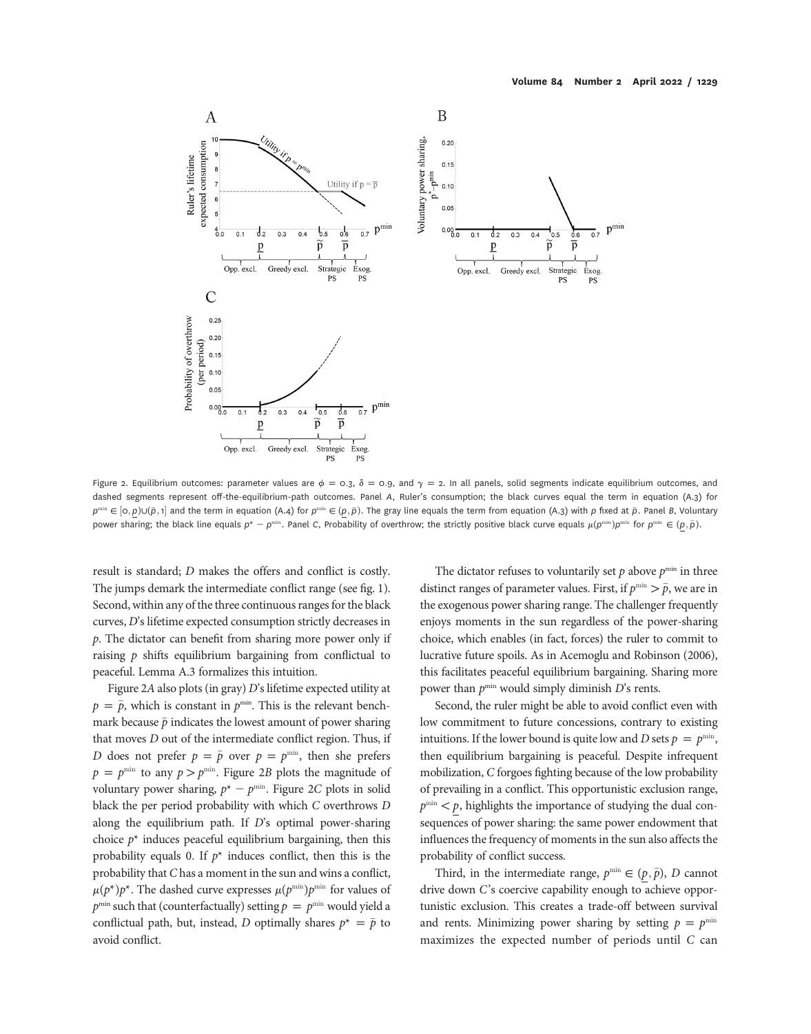A

Ruler's lifetime expected consumption

10
9
8
7
6
5
4

Utility if $p = p^{min}$

Utility if $p = \bar{p}$

0.0 0.1 0.2 0.3 0.4 0.5 0.6 0.7 $p^{min}$

$\underline{p}$ $\tilde{p}$ $\bar{p}$

Opp. excl. Greedy excl. Strategic PS Exog. PS

B

Voluntary power sharing, $p^*-p^{min}$

0.20
0.15
0.10
0.05
0.00

0.0 0.1 0.2 0.3 0.4 0.5 0.6 0.7 $p^{min}$

$\underline{p}$ $\tilde{p}$ $\bar{p}$

Opp. excl. Greedy excl. Strategic PS Exog. PS

C

Probability of overthrow (per period)

0.25
0.20
0.15
0.10
0.05
0.00

0.0 0.1 0.2 0.3 0.4 0.5 0.6 0.7 $p^{min}$

$\underline{p}$ $\tilde{p}$ $\bar{p}$

Opp. excl. Greedy excl. Strategic PS Exog. PS

Figure 2. Equilibrium outcomes: parameter values are $\phi = 0.3$, $\delta = 0.9$, and $\gamma = 2$. In all panels, solid segments indicate equilibrium outcomes, and dashed segments represent off-the-equilibrium-path outcomes. Panel *A*, Ruler's consumption; the black curves equal the term in equation (A.3) for $p^{min} \in [0, \underline{p}) \cup (\bar{p}, 1]$ and the term in equation (A.4) for $p^{min} \in (\underline{p}, \bar{p})$. The gray line equals the term from equation (A.3) with $p$ fixed at $\bar{p}$. Panel *B*, Voluntary power sharing; the black line equals $p^* - p^{min}$. Panel *C*, Probability of overthrow; the strictly positive black curve equals $\mu(p^{min})p^{min}$ for $p^{min} \in (\underline{p}, \bar{p})$.

result is standard; *D* makes the offers and conflict is costly. The jumps demark the intermediate conflict range (see fig. 1). Second, within any of the three continuous ranges for the black curves, *D*'s lifetime expected consumption strictly decreases in *p*. The dictator can benefit from sharing more power only if raising *p* shifts equilibrium bargaining from conflictual to peaceful. Lemma A.3 formalizes this intuition.

Figure 2*A* also plots (in gray) *D*'s lifetime expected utility at $p = \bar{p}$, which is constant in $p^{min}$. This is the relevant benchmark because $\bar{p}$ indicates the lowest amount of power sharing that moves *D* out of the intermediate conflict region. Thus, if *D* does not prefer $p = \bar{p}$ over $p = p^{min}$, then she prefers $p = p^{min}$ to any $p > p^{min}$. Figure 2*B* plots the magnitude of voluntary power sharing, $p^* - p^{min}$. Figure 2*C* plots in solid black the per period probability with which *C* overthrows *D* along the equilibrium path. If *D*'s optimal power-sharing choice $p^*$ induces peaceful equilibrium bargaining, then this probability equals 0. If $p^*$ induces conflict, then this is the probability that *C* has a moment in the sun and wins a conflict, $\mu(p^*)p^*$. The dashed curve expresses $\mu(p^{min})p^{min}$ for values of $p^{min}$ such that (counterfactually) setting $p = p^{min}$ would yield a conflictual path, but, instead, *D* optimally shares $p^* = \bar{p}$ to avoid conflict.

The dictator refuses to voluntarily set *p* above $p^{min}$ in three distinct ranges of parameter values. First, if $p^{min} > \bar{p}$, we are in the exogenous power sharing range. The challenger frequently enjoys moments in the sun regardless of the power-sharing choice, which enables (in fact, forces) the ruler to commit to lucrative future spoils. As in Acemoglu and Robinson (2006), this facilitates peaceful equilibrium bargaining. Sharing more power than $p^{min}$ would simply diminish *D*'s rents.

Second, the ruler might be able to avoid conflict even with low commitment to future concessions, contrary to existing intuitions. If the lower bound is quite low and *D* sets $p = p^{min}$, then equilibrium bargaining is peaceful. Despite infrequent mobilization, *C* forgoes fighting because of the low probability of prevailing in a conflict. This opportunistic exclusion range, $p^{min} < \underline{p}$, highlights the importance of studying the dual consequences of power sharing: the same power endowment that influences the frequency of moments in the sun also affects the probability of conflict success.

Third, in the intermediate range, $p^{min} \in (\underline{p}, \bar{p})$, *D* cannot drive down *C*'s coercive capability enough to achieve opportunistic exclusion. This creates a trade-off between survival and rents. Minimizing power sharing by setting $p = p^{min}$ maximizes the expected number of periods until *C* can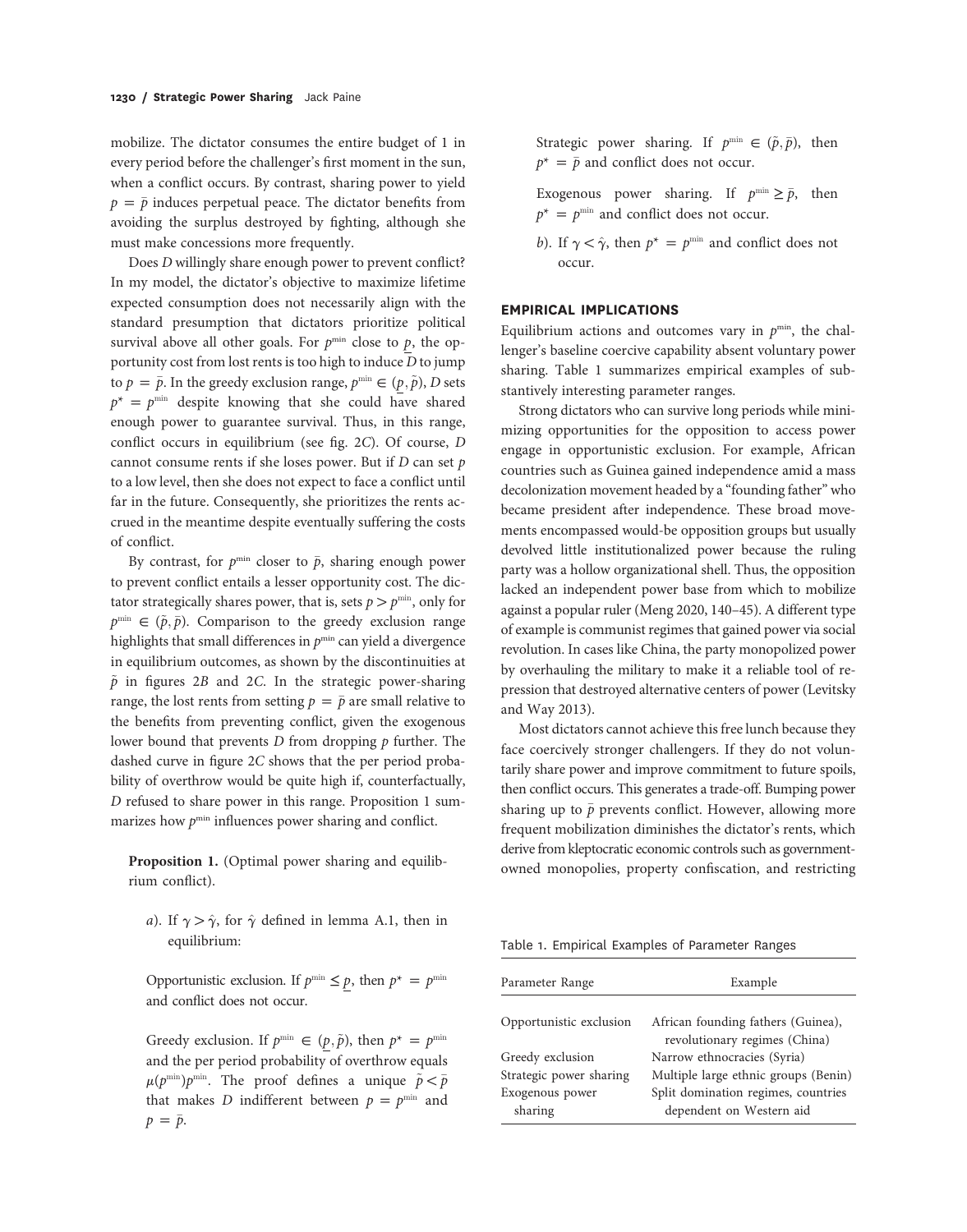mobilize. The dictator consumes the entire budget of 1 in every period before the challenger's first moment in the sun, when a conflict occurs. By contrast, sharing power to yield $p = \bar{p}$ induces perpetual peace. The dictator benefits from avoiding the surplus destroyed by fighting, although she must make concessions more frequently.

Does $D$ willingly share enough power to prevent conflict? In my model, the dictator's objective to maximize lifetime expected consumption does not necessarily align with the standard presumption that dictators prioritize political survival above all other goals. For $p^{\min}$ close to $\underline{p}$, the opportunity cost from lost rents is too high to induce $D$ to jump to $p = \tilde{p}$. In the greedy exclusion range, $p^{\min} \in (\underline{p}, \tilde{p})$, $D$ sets $p^* = p^{\min}$ despite knowing that she could have shared enough power to guarantee survival. Thus, in this range, conflict occurs in equilibrium (see fig. 2*C*). Of course, $D$ cannot consume rents if she loses power. But if $D$ can set $p$ to a low level, then she does not expect to face a conflict until far in the future. Consequently, she prioritizes the rents accrued in the meantime despite eventually suffering the costs of conflict.

By contrast, for $p^{\min}$ closer to $\bar{p}$, sharing enough power to prevent conflict entails a lesser opportunity cost. The dictator strategically shares power, that is, sets $p > p^{\min}$, only for $p^{\min} \in (\tilde{p}, \bar{p})$. Comparison to the greedy exclusion range highlights that small differences in $p^{\min}$ can yield a divergence in equilibrium outcomes, as shown by the discontinuities at $\tilde{p}$ in figures 2*B* and 2*C*. In the strategic power-sharing range, the lost rents from setting $p = \bar{p}$ are small relative to the benefits from preventing conflict, given the exogenous lower bound that prevents $D$ from dropping $p$ further. The dashed curve in figure 2*C* shows that the per period probability of overthrow would be quite high if, counterfactually, $D$ refused to share power in this range. Proposition 1 summarizes how $p^{\min}$ influences power sharing and conflict.

**Proposition 1.** (Optimal power sharing and equilibrium conflict).

*a*). If $\gamma > \hat{\gamma}$, for $\hat{\gamma}$ defined in lemma A.1, then in equilibrium:

Opportunistic exclusion. If $p^{\min} \leq \underline{p}$, then $p^* = p^{\min}$ and conflict does not occur.

Greedy exclusion. If $p^{\min} \in (\underline{p}, \tilde{p})$, then $p^* = p^{\min}$ and the per period probability of overthrow equals $\mu(p^{\min})p^{\min}$. The proof defines a unique $\tilde{p} < \bar{p}$ that makes $D$ indifferent between $p = p^{\min}$ and $p = \bar{p}$.

Strategic power sharing. If $p^{\min} \in (\tilde{p}, \bar{p})$, then $p^* = \bar{p}$ and conflict does not occur.

Exogenous power sharing. If $p^{\min} \geq \bar{p}$, then $p^* = p^{\min}$ and conflict does not occur.

*b*). If $\gamma < \hat{\gamma}$, then $p^* = p^{\min}$ and conflict does not occur.

## EMPIRICAL IMPLICATIONS

Equilibrium actions and outcomes vary in $p^{\min}$, the challenger's baseline coercive capability absent voluntary power sharing. Table 1 summarizes empirical examples of substantively interesting parameter ranges.

Strong dictators who can survive long periods while minimizing opportunities for the opposition to access power engage in opportunistic exclusion. For example, African countries such as Guinea gained independence amid a mass decolonization movement headed by a "founding father" who became president after independence. These broad movements encompassed would-be opposition groups but usually devolved little institutionalized power because the ruling party was a hollow organizational shell. Thus, the opposition lacked an independent power base from which to mobilize against a popular ruler (Meng 2020, 140–45). A different type of example is communist regimes that gained power via social revolution. In cases like China, the party monopolized power by overhauling the military to make it a reliable tool of repression that destroyed alternative centers of power (Levitsky and Way 2013).

Most dictators cannot achieve this free lunch because they face coercively stronger challengers. If they do not voluntarily share power and improve commitment to future spoils, then conflict occurs. This generates a trade-off. Bumping power sharing up to $\bar{p}$ prevents conflict. However, allowing more frequent mobilization diminishes the dictator's rents, which derive from kleptocratic economic controls such as government-owned monopolies, property confiscation, and restricting

Table 1. Empirical Examples of Parameter Ranges

| Parameter Range | Example |
|---|---|
| Opportunistic exclusion | African founding fathers (Guinea), revolutionary regimes (China) |
| Greedy exclusion | Narrow ethnocracies (Syria) |
| Strategic power sharing | Multiple large ethnic groups (Benin) |
| Exogenous power sharing | Split domination regimes, countries dependent on Western aid |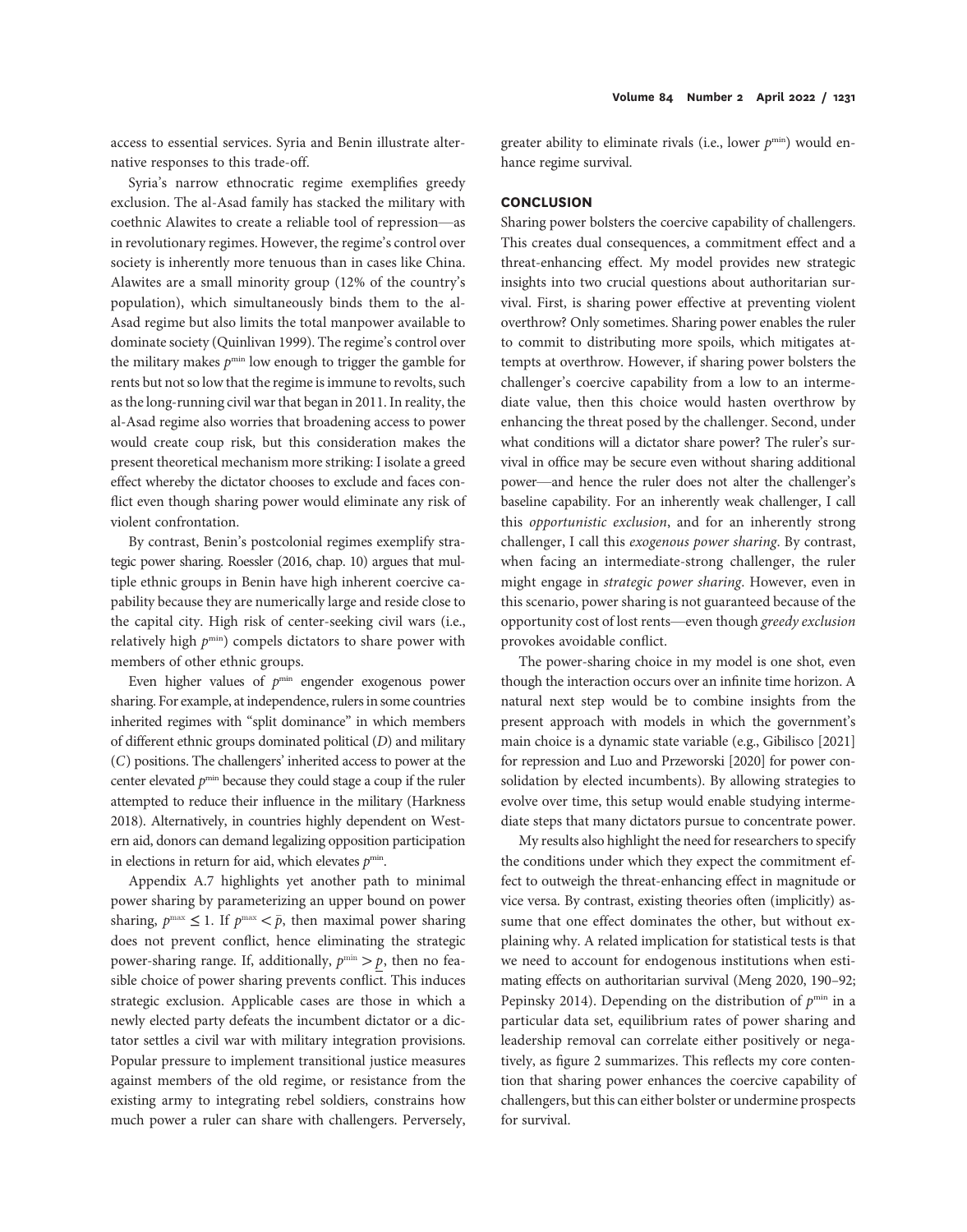access to essential services. Syria and Benin illustrate alternative responses to this trade-off.

Syria's narrow ethnocratic regime exemplifies greedy exclusion. The al-Asad family has stacked the military with coethnic Alawites to create a reliable tool of repression—as in revolutionary regimes. However, the regime's control over society is inherently more tenuous than in cases like China. Alawites are a small minority group (12% of the country's population), which simultaneously binds them to the al-Asad regime but also limits the total manpower available to dominate society (Quinlivan 1999). The regime's control over the military makes $p^{min}$ low enough to trigger the gamble for rents but not so low that the regime is immune to revolts, such as the long-running civil war that began in 2011. In reality, the al-Asad regime also worries that broadening access to power would create coup risk, but this consideration makes the present theoretical mechanism more striking: I isolate a greed effect whereby the dictator chooses to exclude and faces conflict even though sharing power would eliminate any risk of violent confrontation.

By contrast, Benin's postcolonial regimes exemplify strategic power sharing. Roessler (2016, chap. 10) argues that multiple ethnic groups in Benin have high inherent coercive capability because they are numerically large and reside close to the capital city. High risk of center-seeking civil wars (i.e., relatively high $p^{min}$) compels dictators to share power with members of other ethnic groups.

Even higher values of $p^{min}$ engender exogenous power sharing. For example, at independence, rulers in some countries inherited regimes with "split dominance" in which members of different ethnic groups dominated political ($D$) and military ($C$) positions. The challengers' inherited access to power at the center elevated $p^{min}$ because they could stage a coup if the ruler attempted to reduce their influence in the military (Harkness 2018). Alternatively, in countries highly dependent on Western aid, donors can demand legalizing opposition participation in elections in return for aid, which elevates $p^{min}$.

Appendix A.7 highlights yet another path to minimal power sharing by parameterizing an upper bound on power sharing, $p^{max} \leq 1$. If $p^{max} < \bar{p}$, then maximal power sharing does not prevent conflict, hence eliminating the strategic power-sharing range. If, additionally, $p^{min} > \underline{p}$, then no feasible choice of power sharing prevents conflict. This induces strategic exclusion. Applicable cases are those in which a newly elected party defeats the incumbent dictator or a dictator settles a civil war with military integration provisions. Popular pressure to implement transitional justice measures against members of the old regime, or resistance from the existing army to integrating rebel soldiers, constrains how much power a ruler can share with challengers. Perversely, greater ability to eliminate rivals (i.e., lower $p^{min}$) would enhance regime survival.

## CONCLUSION

Sharing power bolsters the coercive capability of challengers. This creates dual consequences, a commitment effect and a threat-enhancing effect. My model provides new strategic insights into two crucial questions about authoritarian survival. First, is sharing power effective at preventing violent overthrow? Only sometimes. Sharing power enables the ruler to commit to distributing more spoils, which mitigates attempts at overthrow. However, if sharing power bolsters the challenger's coercive capability from a low to an intermediate value, then this choice would hasten overthrow by enhancing the threat posed by the challenger. Second, under what conditions will a dictator share power? The ruler's survival in office may be secure even without sharing additional power—and hence the ruler does not alter the challenger's baseline capability. For an inherently weak challenger, I call this *opportunistic exclusion*, and for an inherently strong challenger, I call this *exogenous power sharing*. By contrast, when facing an intermediate-strong challenger, the ruler might engage in *strategic power sharing*. However, even in this scenario, power sharing is not guaranteed because of the opportunity cost of lost rents—even though *greedy exclusion* provokes avoidable conflict.

The power-sharing choice in my model is one shot, even though the interaction occurs over an infinite time horizon. A natural next step would be to combine insights from the present approach with models in which the government's main choice is a dynamic state variable (e.g., Gibilisco [2021] for repression and Luo and Przeworski [2020] for power consolidation by elected incumbents). By allowing strategies to evolve over time, this setup would enable studying intermediate steps that many dictators pursue to concentrate power.

My results also highlight the need for researchers to specify the conditions under which they expect the commitment effect to outweigh the threat-enhancing effect in magnitude or vice versa. By contrast, existing theories often (implicitly) assume that one effect dominates the other, but without explaining why. A related implication for statistical tests is that we need to account for endogenous institutions when estimating effects on authoritarian survival (Meng 2020, 190–92; Pepinsky 2014). Depending on the distribution of $p^{min}$ in a particular data set, equilibrium rates of power sharing and leadership removal can correlate either positively or negatively, as figure 2 summarizes. This reflects my core contention that sharing power enhances the coercive capability of challengers, but this can either bolster or undermine prospects for survival.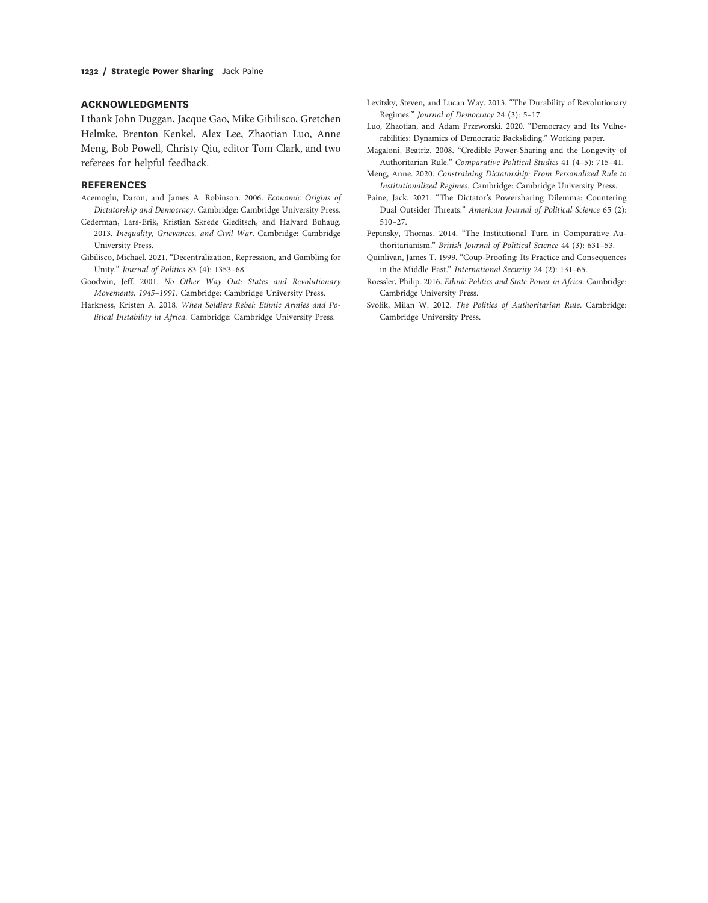## ACKNOWLEDGMENTS

I thank John Duggan, Jacque Gao, Mike Gibilisco, Gretchen Helmke, Brenton Kenkel, Alex Lee, Zhaotian Luo, Anne Meng, Bob Powell, Christy Qiu, editor Tom Clark, and two referees for helpful feedback.

## REFERENCES

Acemoglu, Daron, and James A. Robinson. 2006. *Economic Origins of Dictatorship and Democracy*. Cambridge: Cambridge University Press.

Cederman, Lars-Erik, Kristian Skrede Gleditsch, and Halvard Buhaug. 2013. *Inequality, Grievances, and Civil War*. Cambridge: Cambridge University Press.

Gibilisco, Michael. 2021. "Decentralization, Repression, and Gambling for Unity." *Journal of Politics* 83 (4): 1353–68.

Goodwin, Jeff. 2001. *No Other Way Out: States and Revolutionary Movements, 1945–1991*. Cambridge: Cambridge University Press.

Harkness, Kristen A. 2018. *When Soldiers Rebel: Ethnic Armies and Political Instability in Africa*. Cambridge: Cambridge University Press.

Levitsky, Steven, and Lucan Way. 2013. "The Durability of Revolutionary Regimes." *Journal of Democracy* 24 (3): 5–17.

Luo, Zhaotian, and Adam Przeworski. 2020. "Democracy and Its Vulnerabilities: Dynamics of Democratic Backsliding." Working paper.

Magaloni, Beatriz. 2008. "Credible Power-Sharing and the Longevity of Authoritarian Rule." *Comparative Political Studies* 41 (4–5): 715–41.

Meng, Anne. 2020. *Constraining Dictatorship: From Personalized Rule to Institutionalized Regimes*. Cambridge: Cambridge University Press.

Paine, Jack. 2021. "The Dictator's Powersharing Dilemma: Countering Dual Outsider Threats." *American Journal of Political Science* 65 (2): 510–27.

Pepinsky, Thomas. 2014. "The Institutional Turn in Comparative Authoritarianism." *British Journal of Political Science* 44 (3): 631–53.

Quinlivan, James T. 1999. "Coup-Proofing: Its Practice and Consequences in the Middle East." *International Security* 24 (2): 131–65.

Roessler, Philip. 2016. *Ethnic Politics and State Power in Africa*. Cambridge: Cambridge University Press.

Svolik, Milan W. 2012. *The Politics of Authoritarian Rule*. Cambridge: Cambridge University Press.